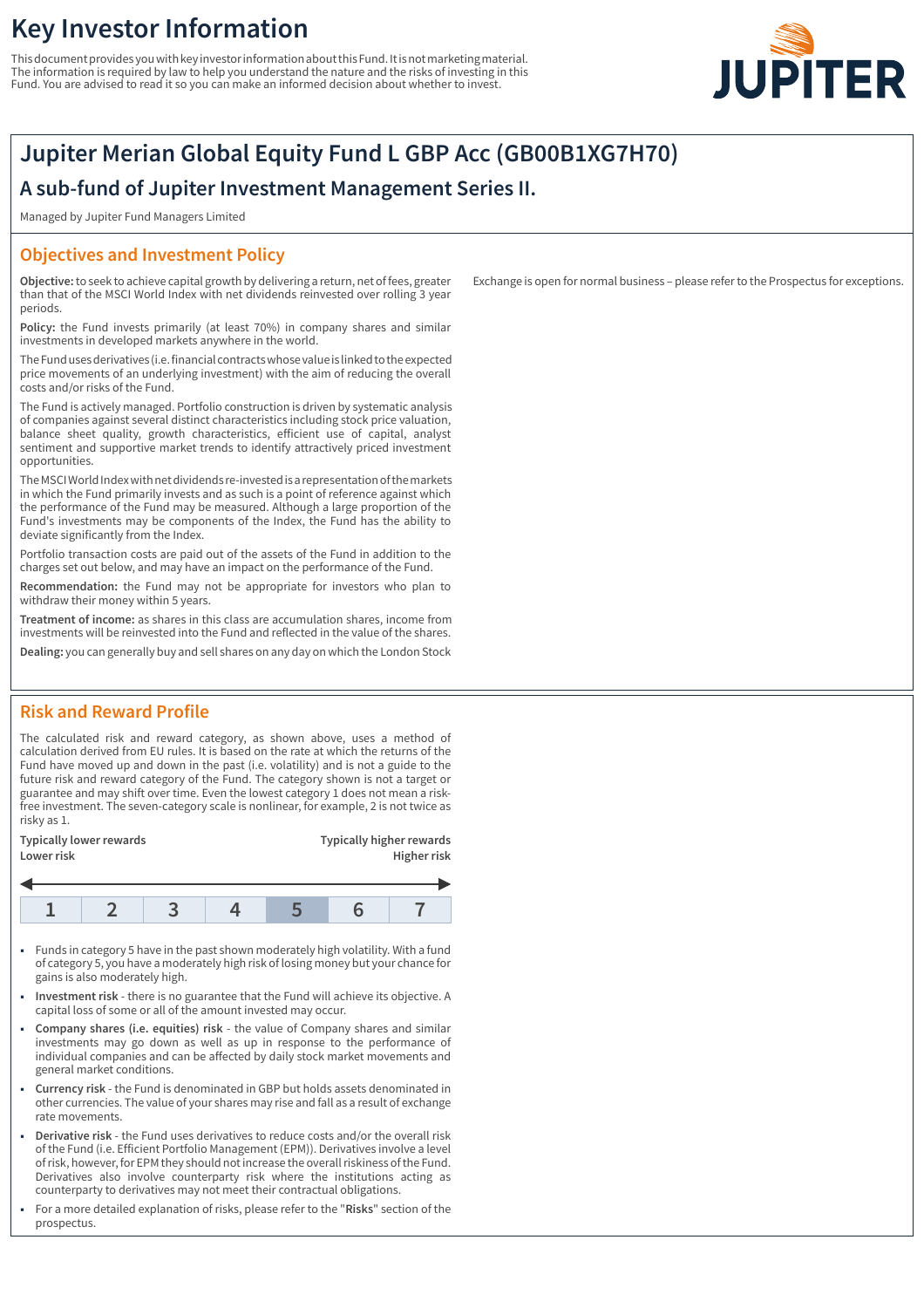# Key Investor Information

This document provides you with key investor information about this Fund. It is not marketing material. The information is required by law to help you understand the nature and the risks of investing in this Fund. You are advised to read it so you can make an informed decision about whether to invest.

JUPITER

## Jupiter Merian Global Equity Fund L GBP Acc (GB00B1XG7H70)

### A sub-fund of Jupiter Investment Management Series II.

Managed by Jupiter Fund Managers Limited

## Objectives and Investment Policy

**Objective:** to seek to achieve capital growth by delivering a return, net of fees, greater than that of the MSCI World Index with net dividends reinvested over rolling 3 year periods.

**Policy:** the Fund invests primarily (at least 70%) in company shares and similar investments in developed markets anywhere in the world.

The Fund uses derivatives (i.e. financial contracts whose value is linked to the expected price movements of an underlying investment) with the aim of reducing the overall costs and/or risks of the Fund.

The Fund is actively managed. Portfolio construction is driven by systematic analysis of companies against several distinct characteristics including stock price valuation, balance sheet quality, growth characteristics, efficient use of capital, analyst sentiment and supportive market trends to identify attractively priced investment opportunities.

The MSCI World Index with net dividends re-invested is a representation of the markets in which the Fund primarily invests and as such is a point of reference against which the performance of the Fund may be measured. Although a large proportion of the Fund's investments may be components of the Index, the Fund has the ability to deviate significantly from the Index.

Portfolio transaction costs are paid out of the assets of the Fund in addition to the charges set out below, and may have an impact on the performance of the Fund.

**Recommendation:** the Fund may not be appropriate for investors who plan to withdraw their money within 5 years.

**Treatment of income:** as shares in this class are accumulation shares, income from investments will be reinvested into the Fund and reflected in the value of the shares.

**Dealing:** you can generally buy and sell shares on any day on which the London Stock Exchange is open for normal business – please refer to the Prospectus for exceptions.

## Risk and Reward Profile

The calculated risk and reward category, as shown above, uses a method of calculation derived from EU rules. It is based on the rate at which the returns of the Fund have moved up and down in the past (i.e. volatility) and is not a guide to the future risk and reward category of the Fund. The category shown is not a target or guarantee and may shift over time. Even the lowest category 1 does not mean a risk-free investment. The seven-category scale is nonlinear, for example, 2 is not twice as risky as 1.

| Typically lower rewards<br>Lower risk | | | | | | Typically higher rewards<br>Higher risk |
|---|---|---|---|---|---|---|
| 1 | 2 | 3 | 4 | **5** | 6 | 7 |

- Funds in category 5 have in the past shown moderately high volatility. With a fund of category 5, you have a moderately high risk of losing money but your chance for gains is also moderately high.
- **Investment risk** - there is no guarantee that the Fund will achieve its objective. A capital loss of some or all of the amount invested may occur.
- **Company shares (i.e. equities) risk** - the value of Company shares and similar investments may go down as well as up in response to the performance of individual companies and can be affected by daily stock market movements and general market conditions.
- **Currency risk** - the Fund is denominated in GBP but holds assets denominated in other currencies. The value of your shares may rise and fall as a result of exchange rate movements.
- **Derivative risk** - the Fund uses derivatives to reduce costs and/or the overall risk of the Fund (i.e. Efficient Portfolio Management (EPM)). Derivatives involve a level of risk, however, for EPM they should not increase the overall riskiness of the Fund. Derivatives also involve counterparty risk where the institutions acting as counterparty to derivatives may not meet their contractual obligations.
- For a more detailed explanation of risks, please refer to the "**Risks**" section of the prospectus.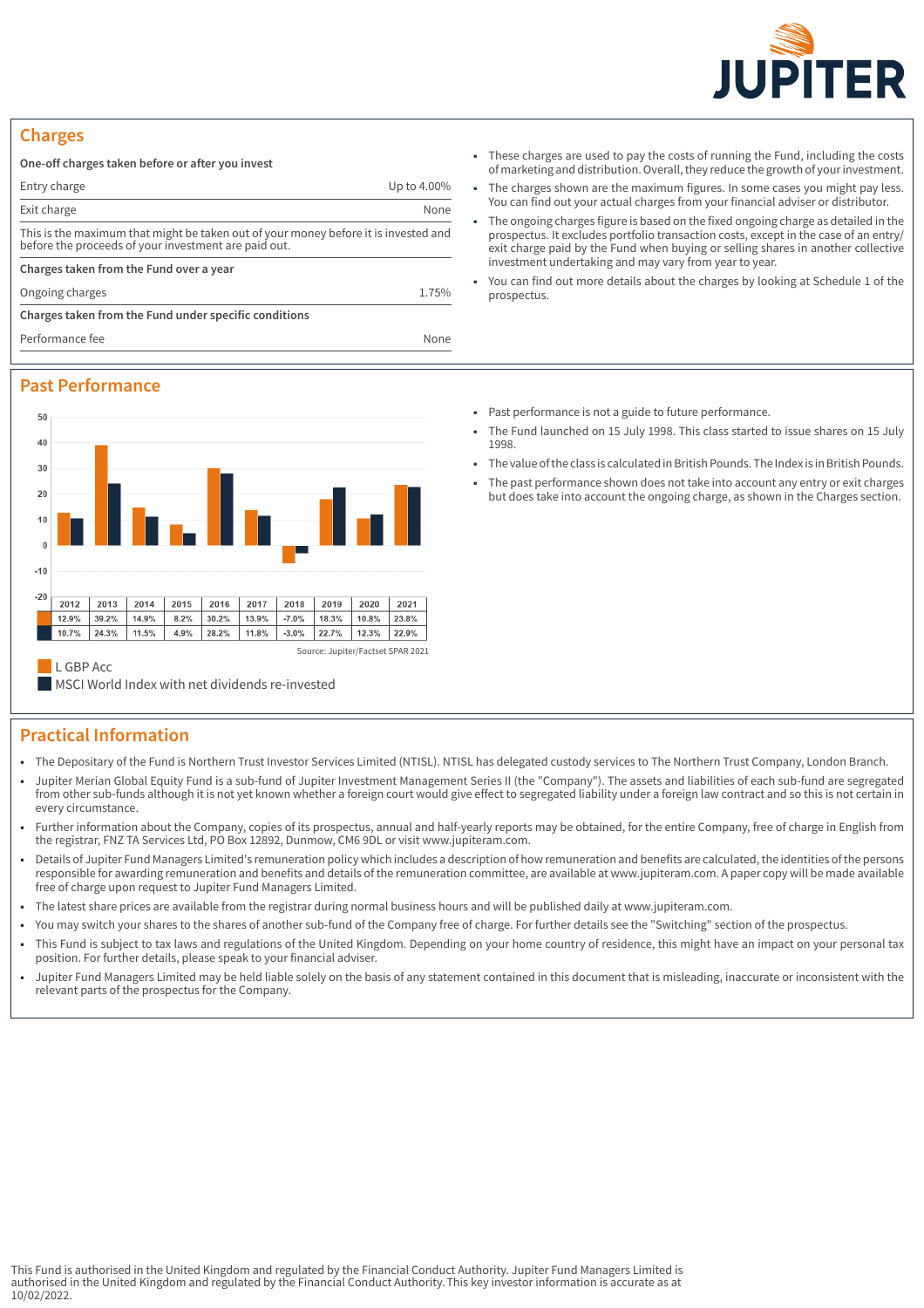## Charges

**One-off charges taken before or after you invest**

| | |
|---|---|
| Entry charge | Up to 4.00% |
| Exit charge | None |

This is the maximum that might be taken out of your money before it is invested and before the proceeds of your investment are paid out.

**Charges taken from the Fund over a year**

| | |
|---|---|
| Ongoing charges | 1.75% |

**Charges taken from the Fund under specific conditions**

| | |
|---|---|
| Performance fee | None |

- These charges are used to pay the costs of running the Fund, including the costs of marketing and distribution. Overall, they reduce the growth of your investment.
- The charges shown are the maximum figures. In some cases you might pay less. You can find out your actual charges from your financial adviser or distributor.
- The ongoing charges figure is based on the fixed ongoing charge as detailed in the prospectus. It excludes portfolio transaction costs, except in the case of an entry/exit charge paid by the Fund when buying or selling shares in another collective investment undertaking and may vary from year to year.
- You can find out more details about the charges by looking at Schedule 1 of the prospectus.

## Past Performance

50
40
30
20
10
0
-10
-20

2012 2013 2014 2015 2016 2017 2018 2019 2020 2021

12.9% 39.2% 14.9% 8.2% 30.2% 13.9% -7.0% 18.3% 10.8% 23.8%

10.7% 24.3% 11.5% 4.9% 28.2% 11.8% -3.0% 22.7% 12.3% 22.9%

Source: Jupiter/Factset SPAR 2021

L GBP Acc

MSCI World Index with net dividends re-invested

- Past performance is not a guide to future performance.
- The Fund launched on 15 July 1998. This class started to issue shares on 15 July 1998.
- The value of the class is calculated in British Pounds. The Index is in British Pounds.
- The past performance shown does not take into account any entry or exit charges but does take into account the ongoing charge, as shown in the Charges section.

## Practical Information

- The Depositary of the Fund is Northern Trust Investor Services Limited (NTISL). NTISL has delegated custody services to The Northern Trust Company, London Branch.
- Jupiter Merian Global Equity Fund is a sub-fund of Jupiter Investment Management Series II (the "Company"). The assets and liabilities of each sub-fund are segregated from other sub-funds although it is not yet known whether a foreign court would give effect to segregated liability under a foreign law contract and so this is not certain in every circumstance.
- Further information about the Company, copies of its prospectus, annual and half-yearly reports may be obtained, for the entire Company, free of charge in English from the registrar, FNZ TA Services Ltd, PO Box 12892, Dunmow, CM6 9DL or visit www.jupiteram.com.
- Details of Jupiter Fund Managers Limited's remuneration policy which includes a description of how remuneration and benefits are calculated, the identities of the persons responsible for awarding remuneration and benefits and details of the remuneration committee, are available at www.jupiteram.com. A paper copy will be made available free of charge upon request to Jupiter Fund Managers Limited.
- The latest share prices are available from the registrar during normal business hours and will be published daily at www.jupiteram.com.
- You may switch your shares to the shares of another sub-fund of the Company free of charge. For further details see the "Switching" section of the prospectus.
- This Fund is subject to tax laws and regulations of the United Kingdom. Depending on your home country of residence, this might have an impact on your personal tax position. For further details, please speak to your financial adviser.
- Jupiter Fund Managers Limited may be held liable solely on the basis of any statement contained in this document that is misleading, inaccurate or inconsistent with the relevant parts of the prospectus for the Company.

This Fund is authorised in the United Kingdom and regulated by the Financial Conduct Authority. Jupiter Fund Managers Limited is authorised in the United Kingdom and regulated by the Financial Conduct Authority. This key investor information is accurate as at 10/02/2022.